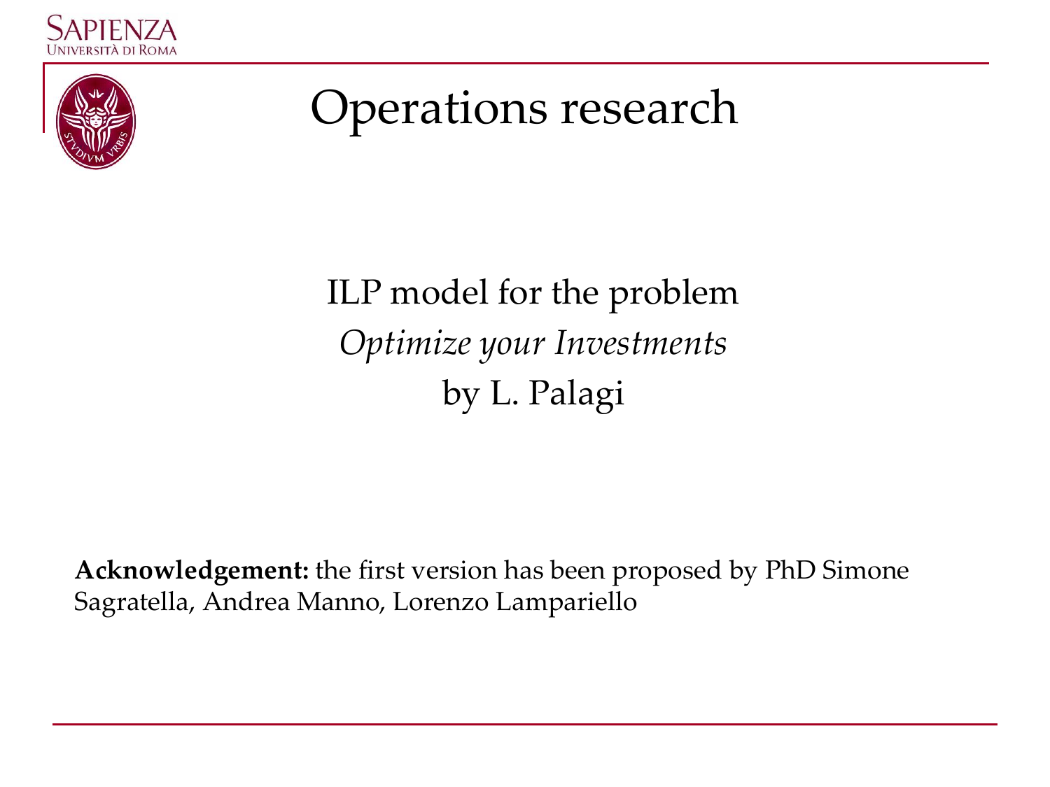# Operations research

ILP model for the problem

*Optimize your Investments*

by L. Palagi

**Acknowledgement:** the first version has been proposed by PhD Simone Sagratella, Andrea Manno, Lorenzo Lampariello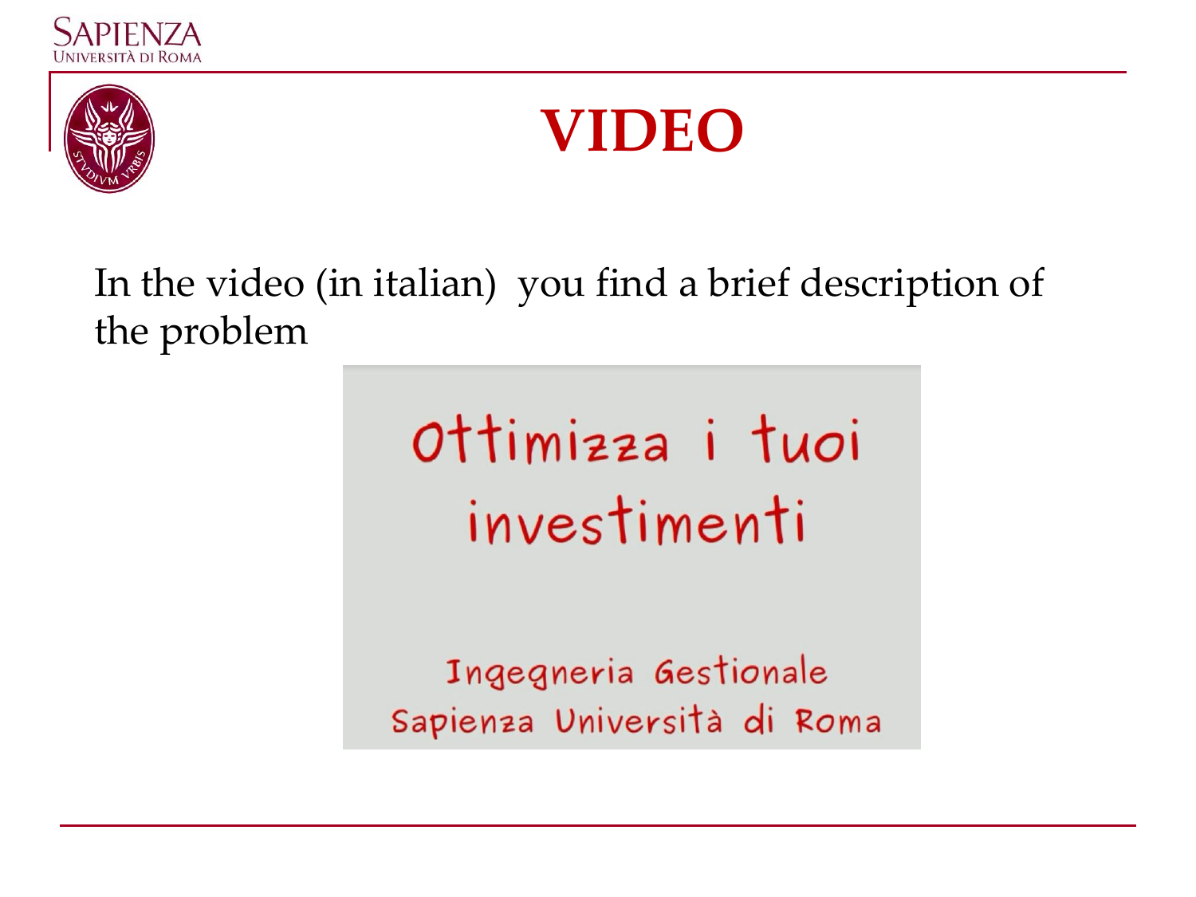# VIDEO

In the video (in italian) you find a brief description of the problem

Ottimizza i tuoi investimenti

Ingegneria Gestionale
Sapienza Università di Roma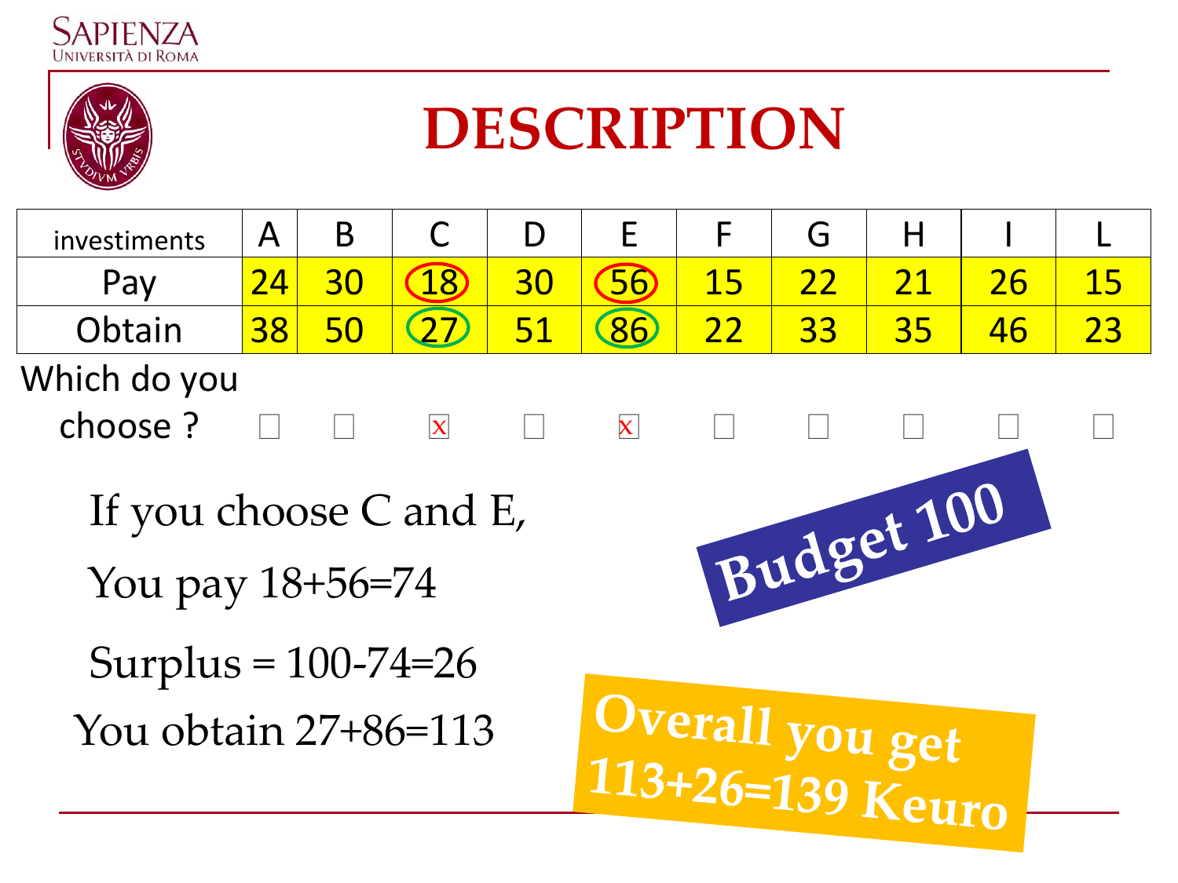# DESCRIPTION

| investiments | A | B | C | D | E | F | G | H | I | L |
|---|---|---|---|---|---|---|---|---|---|---|
| Pay | 24 | 30 | 18 | 30 | 56 | 15 | 22 | 21 | 26 | 15 |
| Obtain | 38 | 50 | 27 | 51 | 86 | 22 | 33 | 35 | 46 | 23 |
| Which do you choose ? | ☐ | ☐ | ☒ | ☐ | ☒ | ☐ | ☐ | ☐ | ☐ | ☐ |

If you choose C and E,

You pay 18+56=74

Surplus = 100-74=26

You obtain 27+86=113

**Budget 100**

**Overall you get 113+26=139 Keuro**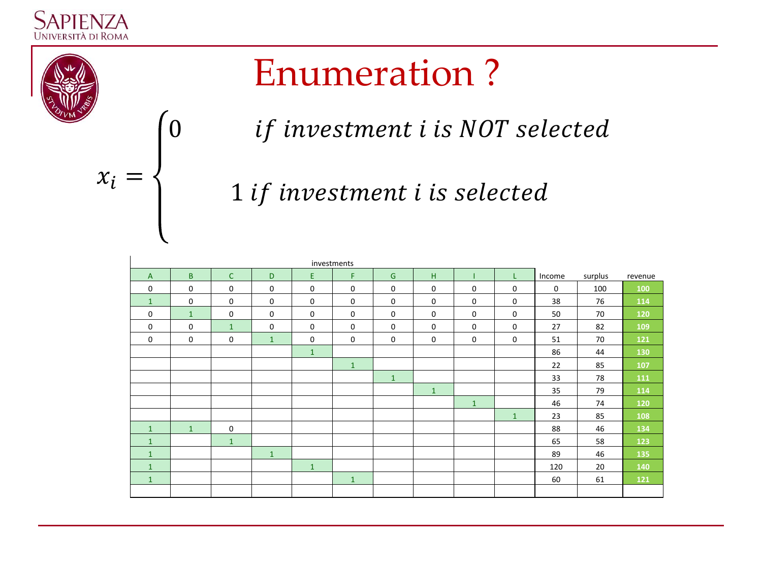# Enumeration ?

$$x_i = \begin{cases} 0 & if\ investment\ i\ is\ NOT\ selected \\ 1 & if\ investment\ i\ is\ selected \end{cases}$$

| investments | | | | | | | | | | | | |
|---|---|---|---|---|---|---|---|---|---|---|---|---|
| A | B | C | D | E | F | G | H | I | L | Income | surplus | revenue |
| 0 | 0 | 0 | 0 | 0 | 0 | 0 | 0 | 0 | 0 | 0 | 100 | 100 |
| 1 | 0 | 0 | 0 | 0 | 0 | 0 | 0 | 0 | 0 | 38 | 76 | 114 |
| 0 | 1 | 0 | 0 | 0 | 0 | 0 | 0 | 0 | 0 | 50 | 70 | 120 |
| 0 | 0 | 1 | 0 | 0 | 0 | 0 | 0 | 0 | 0 | 27 | 82 | 109 |
| 0 | 0 | 0 | 1 | 0 | 0 | 0 | 0 | 0 | 0 | 51 | 70 | 121 |
| | | | | 1 | | | | | | 86 | 44 | 130 |
| | | | | | 1 | | | | | 22 | 85 | 107 |
| | | | | | | 1 | | | | 33 | 78 | 111 |
| | | | | | | | 1 | | | 35 | 79 | 114 |
| | | | | | | | | 1 | | 46 | 74 | 120 |
| | | | | | | | | | 1 | 23 | 85 | 108 |
| 1 | 1 | 0 | | | | | | | | 88 | 46 | 134 |
| 1 | | 1 | | | | | | | | 65 | 58 | 123 |
| 1 | | | 1 | | | | | | | 89 | 46 | 135 |
| 1 | | | | 1 | | | | | | 120 | 20 | 140 |
| 1 | | | | | 1 | | | | | 60 | 61 | 121 |
| | | | | | | | | | | | | |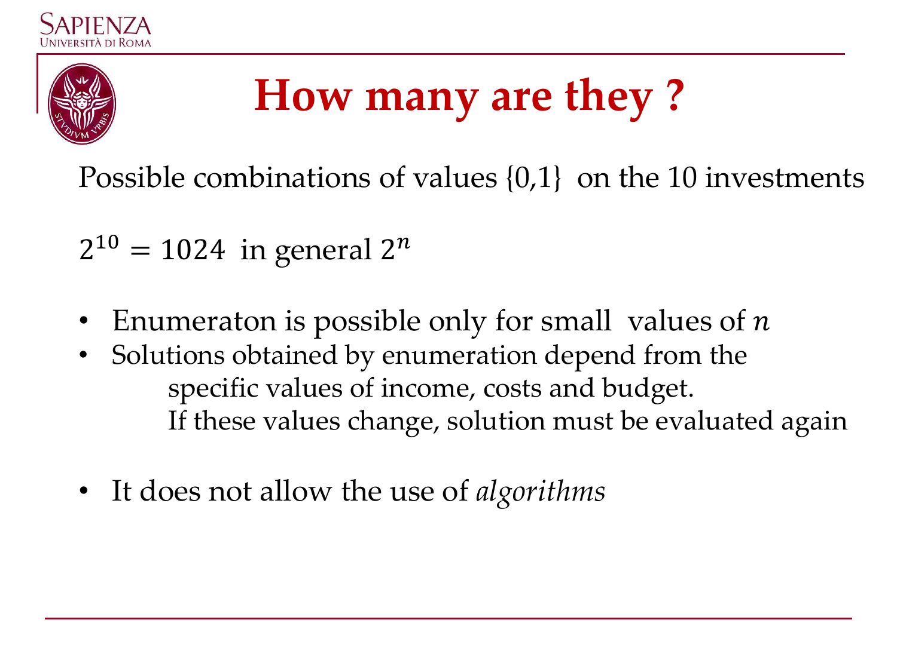# How many are they ?

Possible combinations of values {0,1} on the 10 investments

$2^{10} = 1024$ in general $2^n$

- Enumeraton is possible only for small values of $n$
- Solutions obtained by enumeration depend from the specific values of income, costs and budget. If these values change, solution must be evaluated again
- It does not allow the use of *algorithms*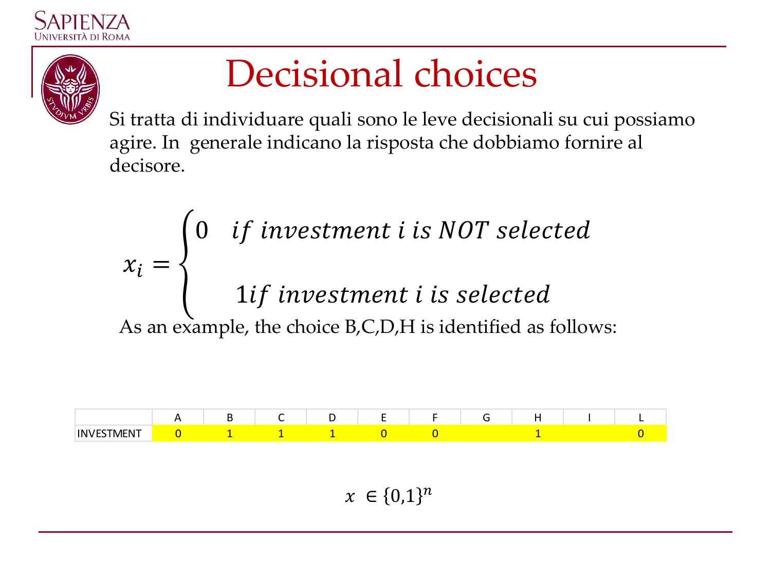# Decisional choices

Si tratta di individuare quali sono le leve decisionali su cui possiamo agire. In generale indicano la risposta che dobbiamo fornire al decisore.

$$x_i = \begin{cases} 0 \quad if\ investment\ i\ is\ NOT\ selected \\ \\ 1 if\ investment\ i\ is\ selected \end{cases}$$

As an example, the choice B,C,D,H is identified as follows:

| | A | B | C | D | E | F | G | H | I | L |
|---|---|---|---|---|---|---|---|---|---|---|
| INVESTMENT | 0 | 1 | 1 | 1 | 0 | 0 | | 1 | | 0 |

$$x \in \{0,1\}^n$$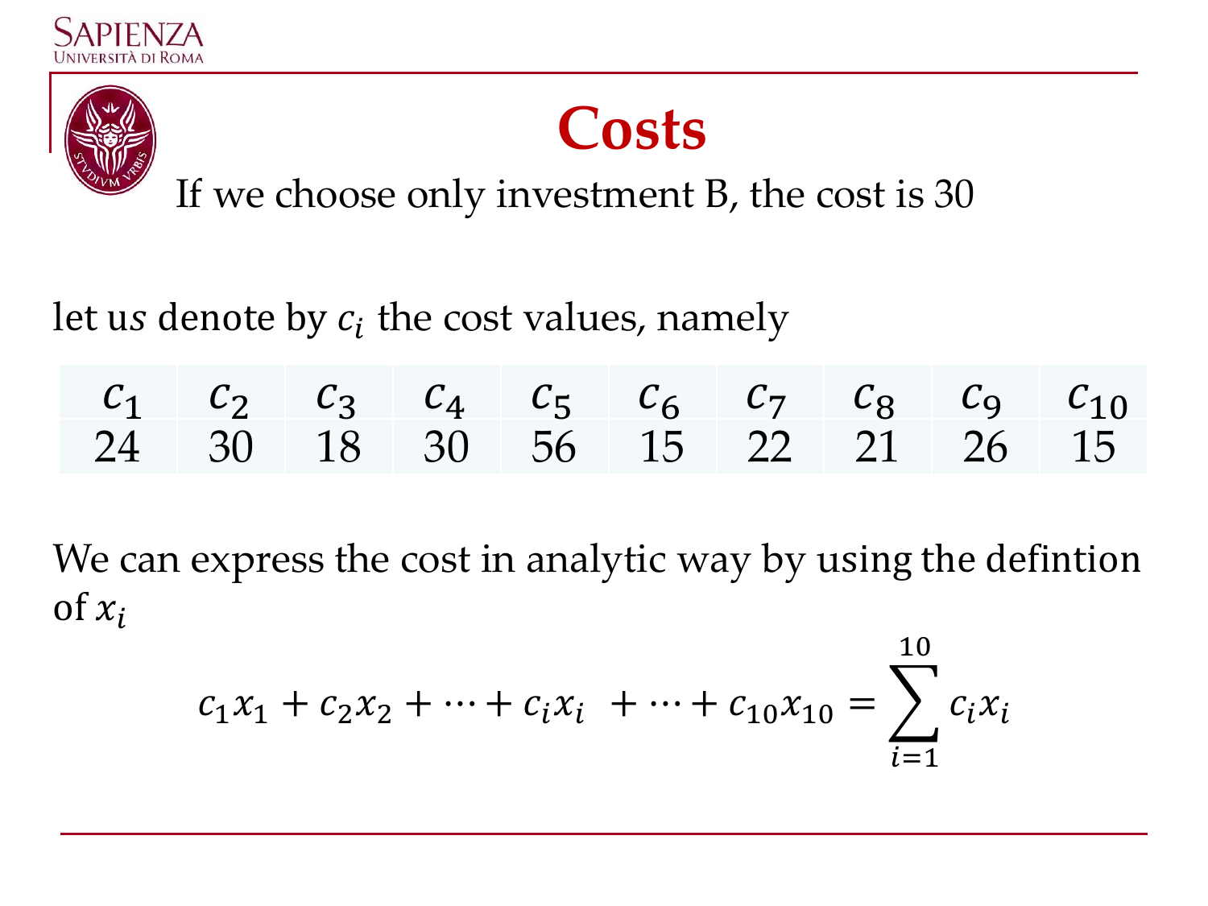# Costs

If we choose only investment B, the cost is 30

let u*s* denote by $c_i$ the cost values, namely

| $c_1$ | $c_2$ | $c_3$ | $c_4$ | $c_5$ | $c_6$ | $c_7$ | $c_8$ | $c_9$ | $c_{10}$ |
|---|---|---|---|---|---|---|---|---|---|
| 24 | 30 | 18 | 30 | 56 | 15 | 22 | 21 | 26 | 15 |

We can express the cost in analytic way by using the defintion of $x_i$

$$c_1x_1 + c_2x_2 + \cdots + c_ix_i \; + \cdots + c_{10}x_{10} = \sum_{i=1}^{10} c_ix_i$$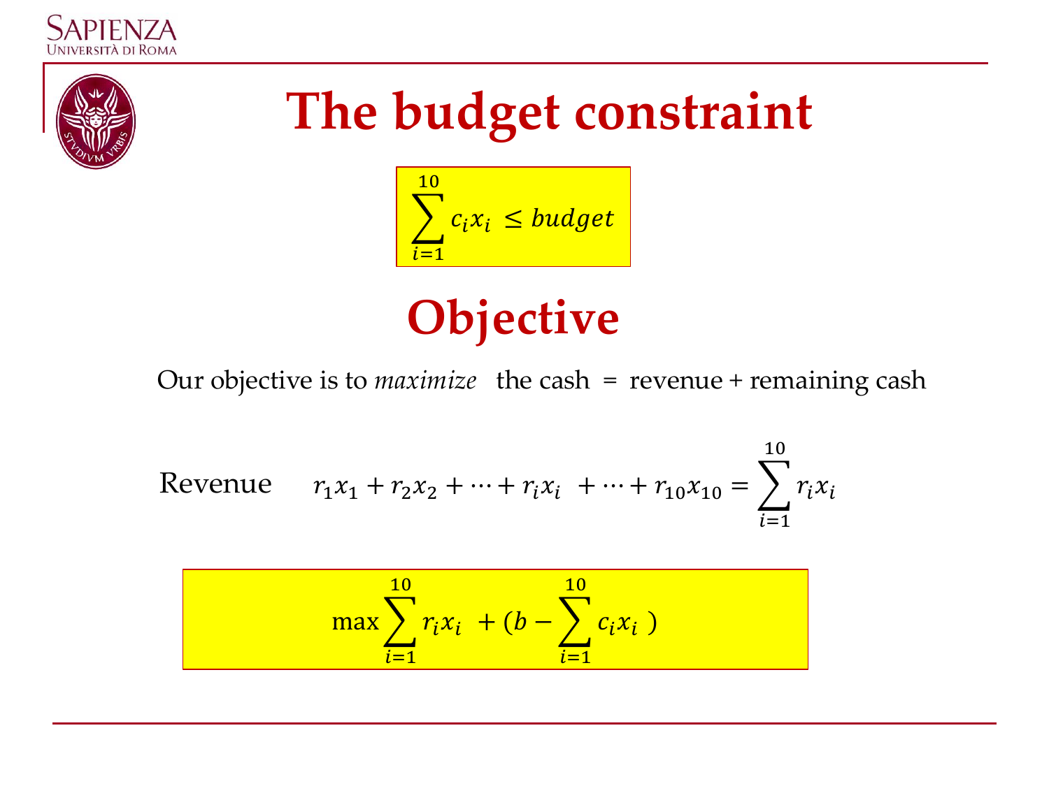# The budget constraint

$$\sum_{i=1}^{10} c_i x_i \leq budget$$

# Objective

Our objective is to *maximize* the cash = revenue + remaining cash

Revenue $r_1 x_1 + r_2 x_2 + \cdots + r_i x_i + \cdots + r_{10} x_{10} = \sum_{i=1}^{10} r_i x_i$

$$\max \sum_{i=1}^{10} r_i x_i + (b - \sum_{i=1}^{10} c_i x_i)$$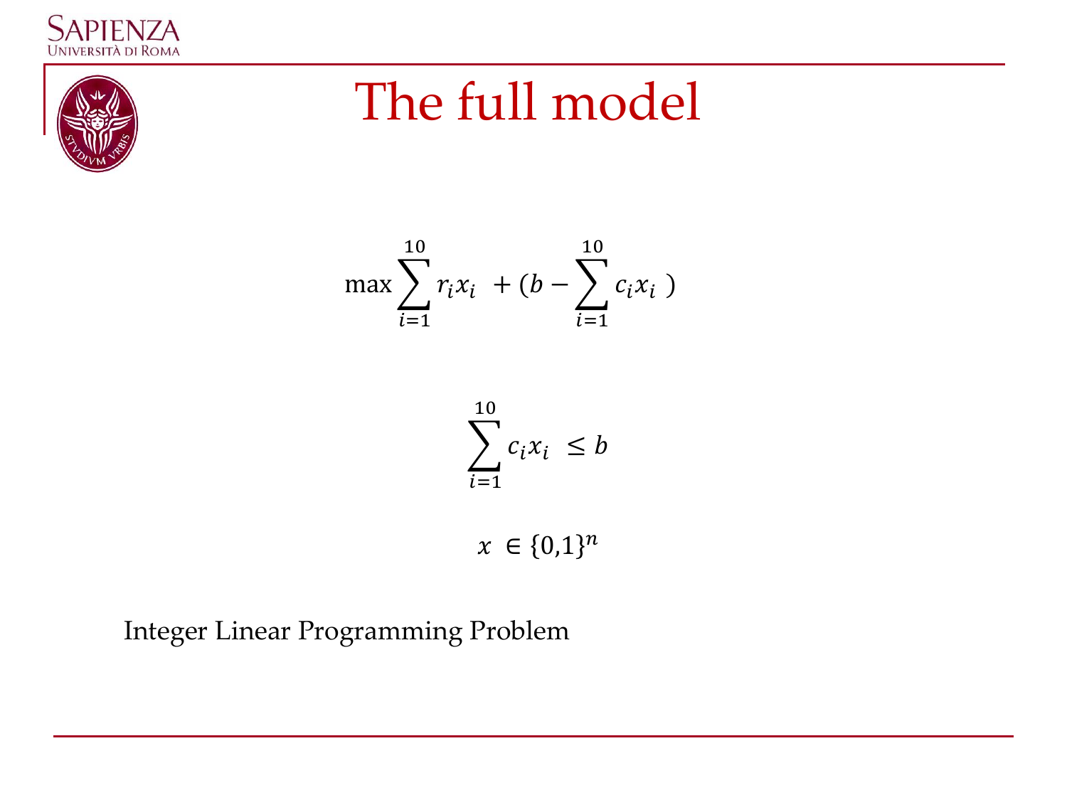# The full model

$$\max \sum_{i=1}^{10} r_i x_i \; + (b - \sum_{i=1}^{10} c_i x_i \;)$$

$$\sum_{i=1}^{10} c_i x_i \; \leq b$$

$$x \; \in \{0,1\}^n$$

Integer Linear Programming Problem